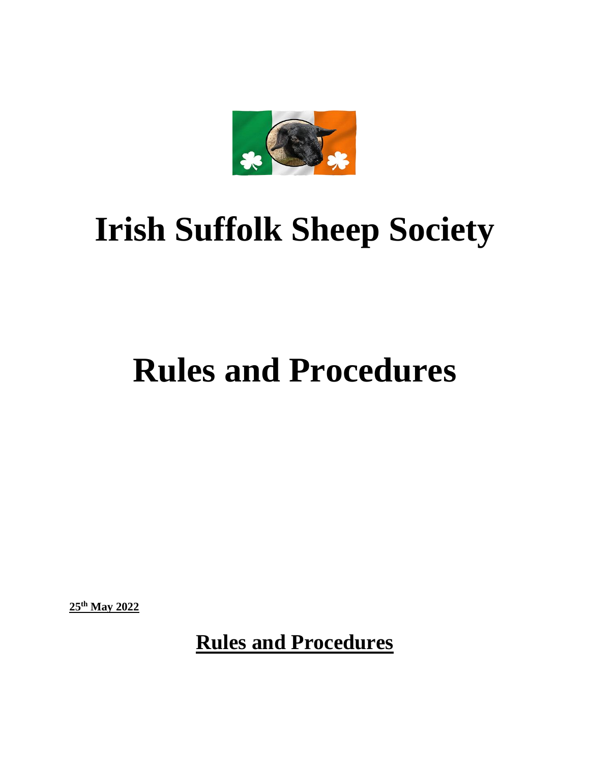# Irish Suffolk Sheep Society

# Rules and Procedures

**25th May 2022**

## Rules and Procedures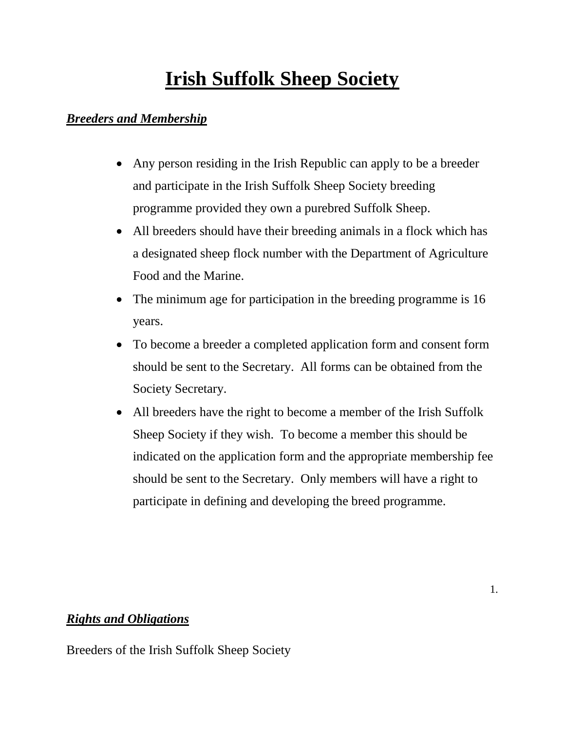# Irish Suffolk Sheep Society

***Breeders and Membership***

- Any person residing in the Irish Republic can apply to be a breeder and participate in the Irish Suffolk Sheep Society breeding programme provided they own a purebred Suffolk Sheep.
- All breeders should have their breeding animals in a flock which has a designated sheep flock number with the Department of Agriculture Food and the Marine.
- The minimum age for participation in the breeding programme is 16 years.
- To become a breeder a completed application form and consent form should be sent to the Secretary. All forms can be obtained from the Society Secretary.
- All breeders have the right to become a member of the Irish Suffolk Sheep Society if they wish. To become a member this should be indicated on the application form and the appropriate membership fee should be sent to the Secretary. Only members will have a right to participate in defining and developing the breed programme.

***Rights and Obligations***

Breeders of the Irish Suffolk Sheep Society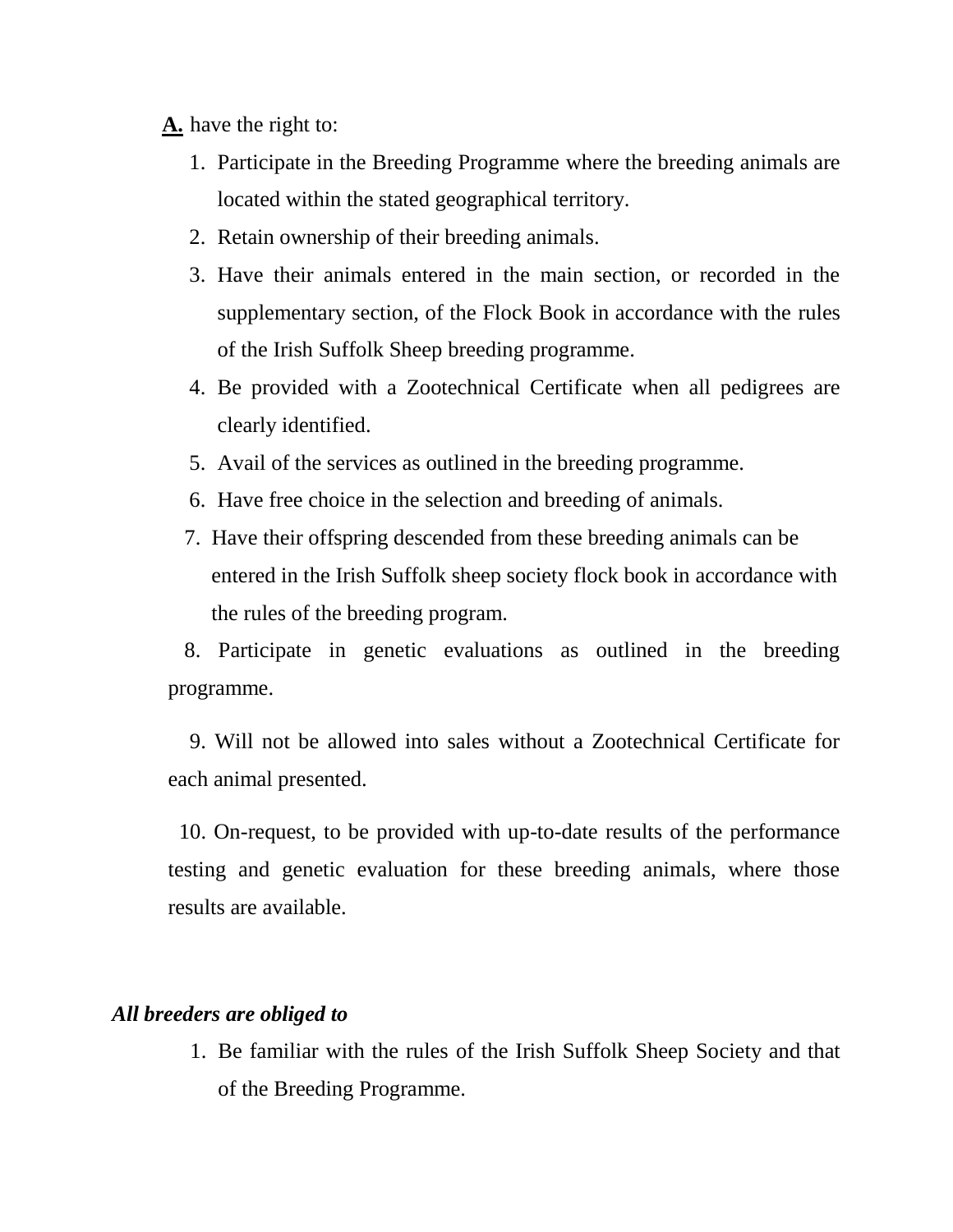**A.** have the right to:

1. Participate in the Breeding Programme where the breeding animals are located within the stated geographical territory.
2. Retain ownership of their breeding animals.
3. Have their animals entered in the main section, or recorded in the supplementary section, of the Flock Book in accordance with the rules of the Irish Suffolk Sheep breeding programme.
4. Be provided with a Zootechnical Certificate when all pedigrees are clearly identified.
5. Avail of the services as outlined in the breeding programme.
6. Have free choice in the selection and breeding of animals.
7. Have their offspring descended from these breeding animals can be entered in the Irish Suffolk sheep society flock book in accordance with the rules of the breeding program.
8. Participate in genetic evaluations as outlined in the breeding programme.
9. Will not be allowed into sales without a Zootechnical Certificate for each animal presented.
10. On-request, to be provided with up-to-date results of the performance testing and genetic evaluation for these breeding animals, where those results are available.

***All breeders are obliged to***

1. Be familiar with the rules of the Irish Suffolk Sheep Society and that of the Breeding Programme.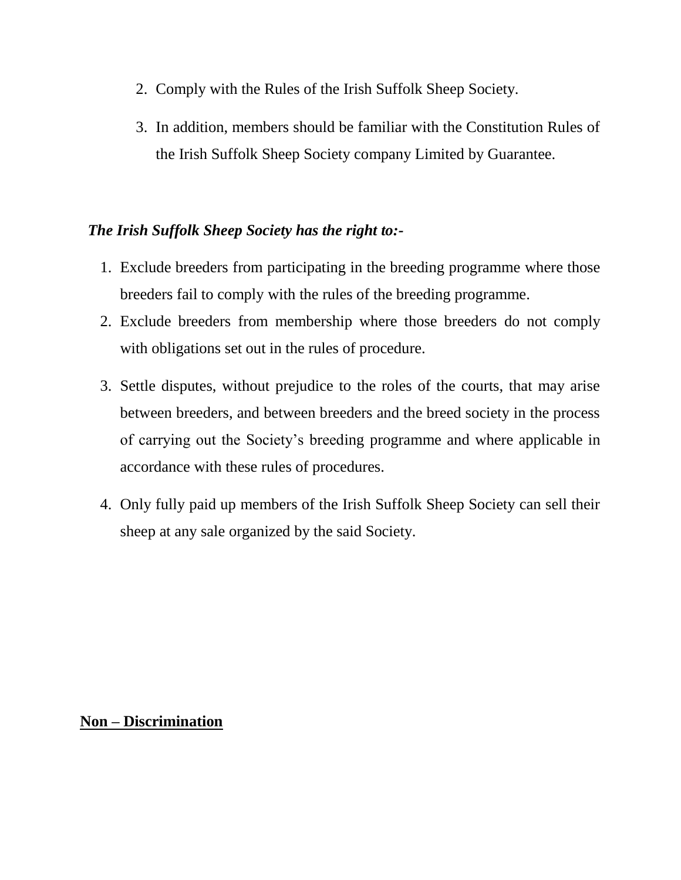2. Comply with the Rules of the Irish Suffolk Sheep Society.

3. In addition, members should be familiar with the Constitution Rules of the Irish Suffolk Sheep Society company Limited by Guarantee.

***The Irish Suffolk Sheep Society has the right to:-***

1. Exclude breeders from participating in the breeding programme where those breeders fail to comply with the rules of the breeding programme.
2. Exclude breeders from membership where those breeders do not comply with obligations set out in the rules of procedure.
3. Settle disputes, without prejudice to the roles of the courts, that may arise between breeders, and between breeders and the breed society in the process of carrying out the Society's breeding programme and where applicable in accordance with these rules of procedures.
4. Only fully paid up members of the Irish Suffolk Sheep Society can sell their sheep at any sale organized by the said Society.

**Non – Discrimination**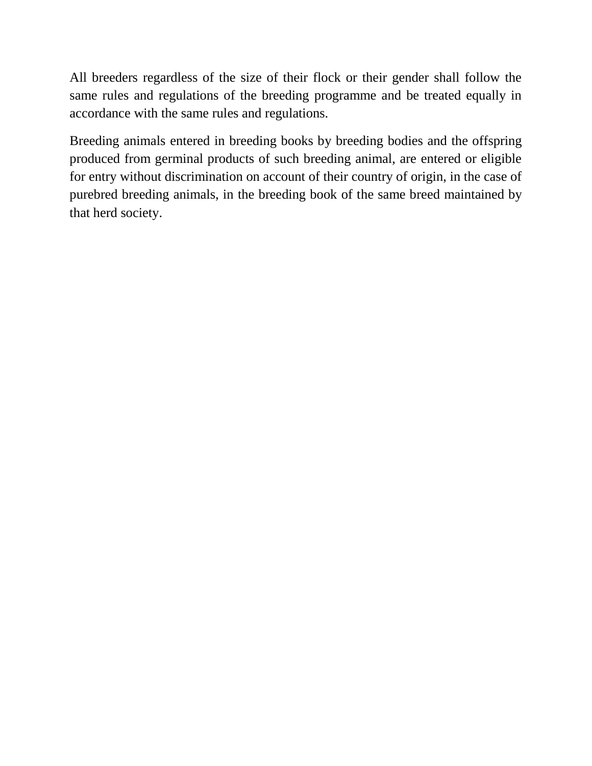All breeders regardless of the size of their flock or their gender shall follow the same rules and regulations of the breeding programme and be treated equally in accordance with the same rules and regulations.

Breeding animals entered in breeding books by breeding bodies and the offspring produced from germinal products of such breeding animal, are entered or eligible for entry without discrimination on account of their country of origin, in the case of purebred breeding animals, in the breeding book of the same breed maintained by that herd society.